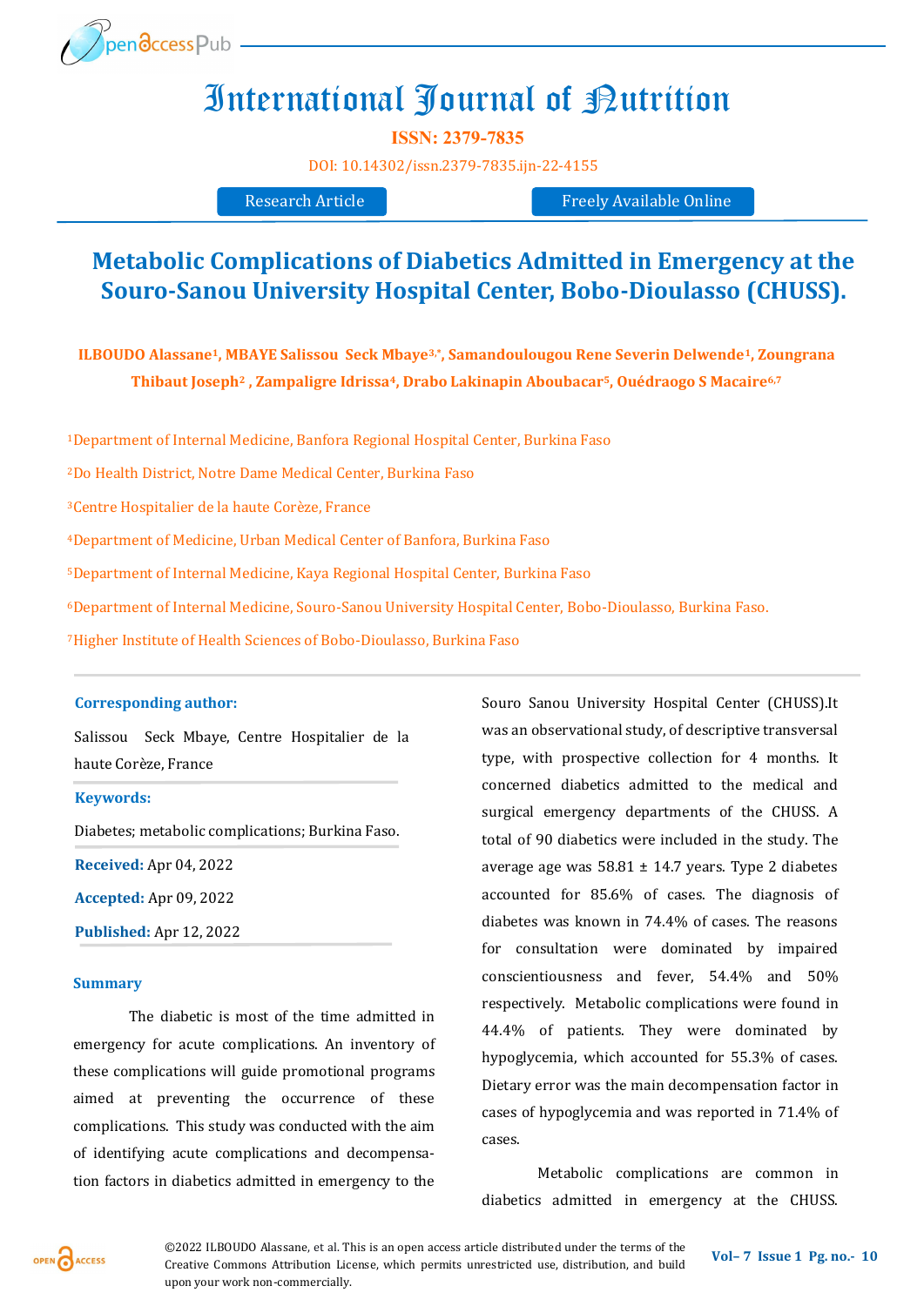# International Journal of Nutrition

**ISSN: 2379-7835**

DOI: 10.14302/issn.2379-7835.ijn-22-4155

Research Article | Freely Available Online

## Metabolic Complications of Diabetics Admitted in Emergency at the Souro-Sanou University Hospital Center, Bobo-Dioulasso (CHUSS).

**ILBOUDO Alassane[1], MBAYE Salissou Seck Mbaye[3,*], Samandoulougou Rene Severin Delwende[1], Zoungrana Thibaut Joseph[2], Zampaligre Idrissa[4], Drabo Lakinapin Aboubacar[5], Ouédraogo S Macaire[6,7]**

[1]Department of Internal Medicine, Banfora Regional Hospital Center, Burkina Faso

[2]Do Health District, Notre Dame Medical Center, Burkina Faso

[3]Centre Hospitalier de la haute Corèze, France

[4]Department of Medicine, Urban Medical Center of Banfora, Burkina Faso

[5]Department of Internal Medicine, Kaya Regional Hospital Center, Burkina Faso

[6]Department of Internal Medicine, Souro-Sanou University Hospital Center, Bobo-Dioulasso, Burkina Faso.

[7]Higher Institute of Health Sciences of Bobo-Dioulasso, Burkina Faso

**Corresponding author:**

Salissou Seck Mbaye, Centre Hospitalier de la haute Corèze, France

**Keywords:**

Diabetes; metabolic complications; Burkina Faso.

**Received:** Apr 04, 2022

**Accepted:** Apr 09, 2022

**Published:** Apr 12, 2022

### Summary

The diabetic is most of the time admitted in emergency for acute complications. An inventory of these complications will guide promotional programs aimed at preventing the occurrence of these complications. This study was conducted with the aim of identifying acute complications and decompensation factors in diabetics admitted in emergency to the Souro Sanou University Hospital Center (CHUSS).It was an observational study, of descriptive transversal type, with prospective collection for 4 months. It concerned diabetics admitted to the medical and surgical emergency departments of the CHUSS. A total of 90 diabetics were included in the study. The average age was 58.81 ± 14.7 years. Type 2 diabetes accounted for 85.6% of cases. The diagnosis of diabetes was known in 74.4% of cases. The reasons for consultation were dominated by impaired conscientiousness and fever, 54.4% and 50% respectively. Metabolic complications were found in 44.4% of patients. They were dominated by hypoglycemia, which accounted for 55.3% of cases. Dietary error was the main decompensation factor in cases of hypoglycemia and was reported in 71.4% of cases.

Metabolic complications are common in diabetics admitted in emergency at the CHUSS.

©2022 ILBOUDO Alassane, et al. This is an open access article distributed under the terms of the Creative Commons Attribution License, which permits unrestricted use, distribution, and build upon your work non-commercially.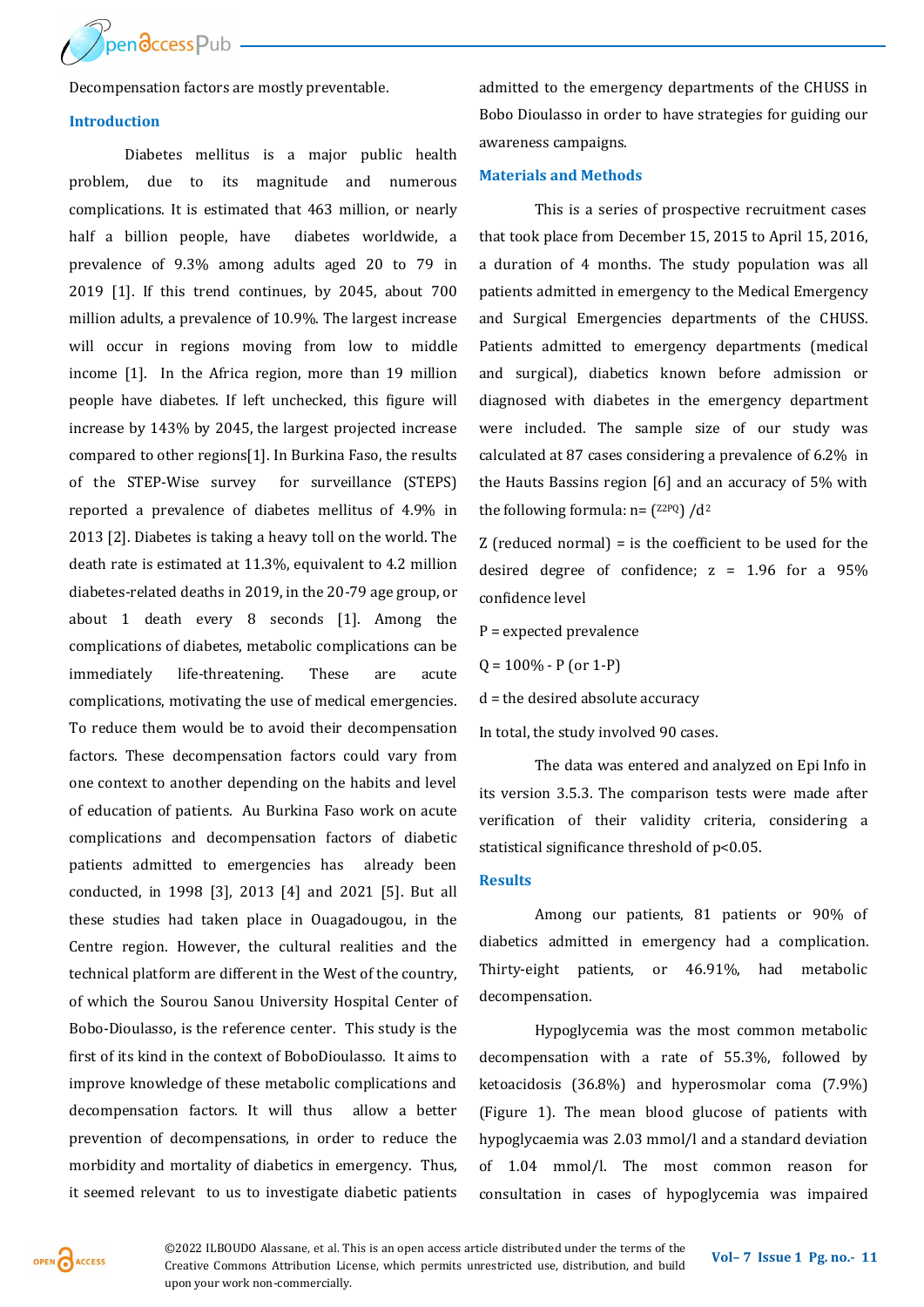Decompensation factors are mostly preventable.

## Introduction

Diabetes mellitus is a major public health problem, due to its magnitude and numerous complications. It is estimated that 463 million, or nearly half a billion people, have diabetes worldwide, a prevalence of 9.3% among adults aged 20 to 79 in 2019 [1]. If this trend continues, by 2045, about 700 million adults, a prevalence of 10.9%. The largest increase will occur in regions moving from low to middle income [1]. In the Africa region, more than 19 million people have diabetes. If left unchecked, this figure will increase by 143% by 2045, the largest projected increase compared to other regions[1]. In Burkina Faso, the results of the STEP-Wise survey for surveillance (STEPS) reported a prevalence of diabetes mellitus of 4.9% in 2013 [2]. Diabetes is taking a heavy toll on the world. The death rate is estimated at 11.3%, equivalent to 4.2 million diabetes-related deaths in 2019, in the 20-79 age group, or about 1 death every 8 seconds [1]. Among the complications of diabetes, metabolic complications can be immediately life-threatening. These are acute complications, motivating the use of medical emergencies. To reduce them would be to avoid their decompensation factors. These decompensation factors could vary from one context to another depending on the habits and level of education of patients. Au Burkina Faso work on acute complications and decompensation factors of diabetic patients admitted to emergencies has already been conducted, in 1998 [3], 2013 [4] and 2021 [5]. But all these studies had taken place in Ouagadougou, in the Centre region. However, the cultural realities and the technical platform are different in the West of the country, of which the Sourou Sanou University Hospital Center of Bobo-Dioulasso, is the reference center. This study is the first of its kind in the context of BoboDioulasso. It aims to improve knowledge of these metabolic complications and decompensation factors. It will thus allow a better prevention of decompensations, in order to reduce the morbidity and mortality of diabetics in emergency. Thus, it seemed relevant to us to investigate diabetic patients admitted to the emergency departments of the CHUSS in Bobo Dioulasso in order to have strategies for guiding our awareness campaigns.

## Materials and Methods

This is a series of prospective recruitment cases that took place from December 15, 2015 to April 15, 2016, a duration of 4 months. The study population was all patients admitted in emergency to the Medical Emergency and Surgical Emergencies departments of the CHUSS. Patients admitted to emergency departments (medical and surgical), diabetics known before admission or diagnosed with diabetes in the emergency department were included. The sample size of our study was calculated at 87 cases considering a prevalence of 6.2% in the Hauts Bassins region [6] and an accuracy of 5% with the following formula: $n = (Z^2PQ)/d^2$

Z (reduced normal) = is the coefficient to be used for the desired degree of confidence; z = 1.96 for a 95% confidence level

P = expected prevalence

Q = 100% - P (or 1-P)

d = the desired absolute accuracy

In total, the study involved 90 cases.

The data was entered and analyzed on Epi Info in its version 3.5.3. The comparison tests were made after verification of their validity criteria, considering a statistical significance threshold of $p<0.05$.

## Results

Among our patients, 81 patients or 90% of diabetics admitted in emergency had a complication. Thirty-eight patients, or 46.91%, had metabolic decompensation.

Hypoglycemia was the most common metabolic decompensation with a rate of 55.3%, followed by ketoacidosis (36.8%) and hyperosmolar coma (7.9%) (Figure 1). The mean blood glucose of patients with hypoglycaemia was 2.03 mmol/l and a standard deviation of 1.04 mmol/l. The most common reason for consultation in cases of hypoglycemia was impaired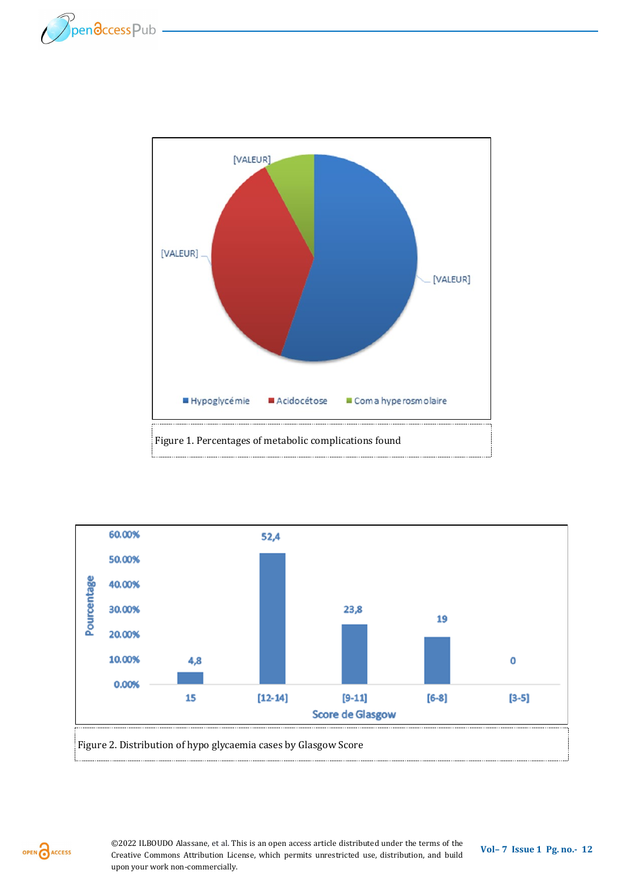Figure 1. Percentages of metabolic complications found

Figure 2. Distribution of hypo glycaemia cases by Glasgow Score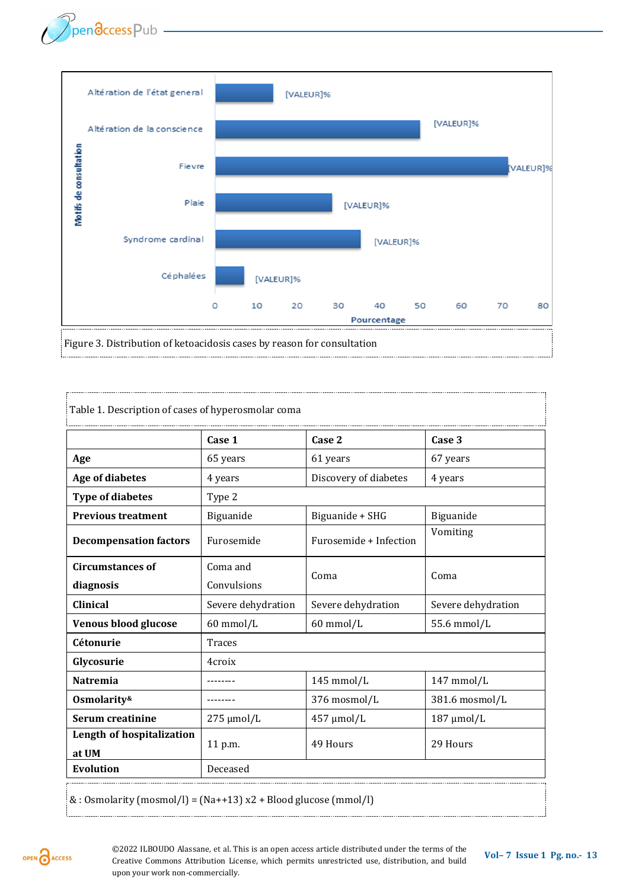Figure 3. Distribution of ketoacidosis cases by reason for consultation

Table 1. Description of cases of hyperosmolar coma

| | Case 1 | Case 2 | Case 3 |
|---|---|---|---|
| **Age** | 65 years | 61 years | 67 years |
| **Age of diabetes** | 4 years | Discovery of diabetes | 4 years |
| **Type of diabetes** | Type 2 | | |
| **Previous treatment** | Biguanide | Biguanide + SHG | Biguanide |
| **Decompensation factors** | Furosemide | Furosemide + Infection | Vomiting |
| **Circumstances of diagnosis** | Coma and Convulsions | Coma | Coma |
| **Clinical** | Severe dehydration | Severe dehydration | Severe dehydration |
| **Venous blood glucose** | 60 mmol/L | 60 mmol/L | 55.6 mmol/L |
| **Cétonurie** | Traces | | |
| **Glycosurie** | 4croix | | |
| **Natremia** | -------- | 145 mmol/L | 147 mmol/L |
| **Osmolarity&** | -------- | 376 mosmol/L | 381.6 mosmol/L |
| **Serum creatinine** | 275 µmol/L | 457 µmol/L | 187 µmol/L |
| **Length of hospitalization at UM** | 11 p.m. | 49 Hours | 29 Hours |
| **Evolution** | Deceased | | |

& : Osmolarity (mosmol/l) = (Na++13) x2 + Blood glucose (mmol/l)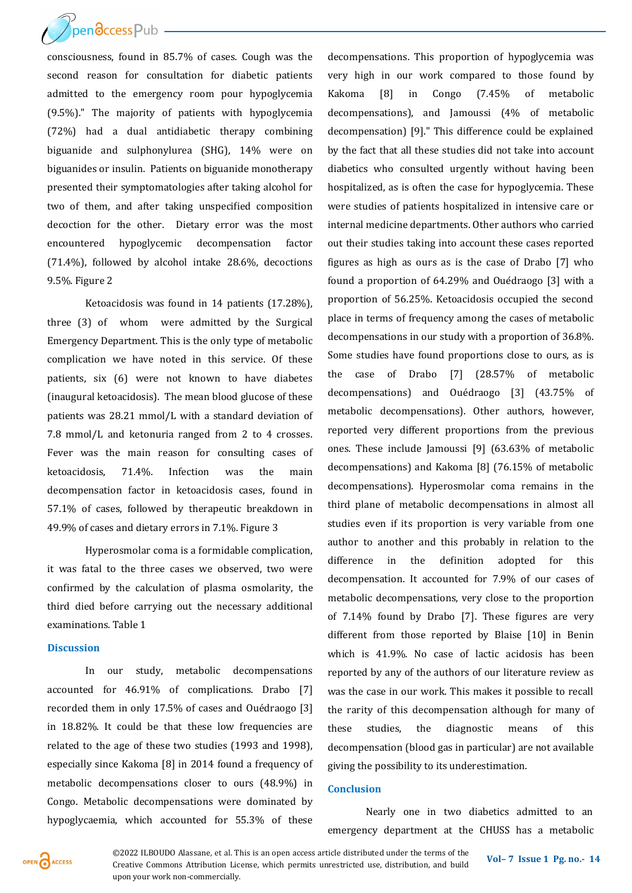consciousness, found in 85.7% of cases. Cough was the second reason for consultation for diabetic patients admitted to the emergency room pour hypoglycemia (9.5%)." The majority of patients with hypoglycemia (72%) had a dual antidiabetic therapy combining biguanide and sulphonylurea (SHG), 14% were on biguanides or insulin. Patients on biguanide monotherapy presented their symptomatologies after taking alcohol for two of them, and after taking unspecified composition decoction for the other. Dietary error was the most encountered hypoglycemic decompensation factor (71.4%), followed by alcohol intake 28.6%, decoctions 9.5%. Figure 2

Ketoacidosis was found in 14 patients (17.28%), three (3) of whom were admitted by the Surgical Emergency Department. This is the only type of metabolic complication we have noted in this service. Of these patients, six (6) were not known to have diabetes (inaugural ketoacidosis). The mean blood glucose of these patients was 28.21 mmol/L with a standard deviation of 7.8 mmol/L and ketonuria ranged from 2 to 4 crosses. Fever was the main reason for consulting cases of ketoacidosis, 71.4%. Infection was the main decompensation factor in ketoacidosis cases, found in 57.1% of cases, followed by therapeutic breakdown in 49.9% of cases and dietary errors in 7.1%. Figure 3

Hyperosmolar coma is a formidable complication, it was fatal to the three cases we observed, two were confirmed by the calculation of plasma osmolarity, the third died before carrying out the necessary additional examinations. Table 1

## Discussion

In our study, metabolic decompensations accounted for 46.91% of complications. Drabo [7] recorded them in only 17.5% of cases and Ouédraogo [3] in 18.82%. It could be that these low frequencies are related to the age of these two studies (1993 and 1998), especially since Kakoma [8] in 2014 found a frequency of metabolic decompensations closer to ours (48.9%) in Congo. Metabolic decompensations were dominated by hypoglycaemia, which accounted for 55.3% of these decompensations. This proportion of hypoglycemia was very high in our work compared to those found by Kakoma [8] in Congo (7.45% of metabolic decompensations), and Jamoussi (4% of metabolic decompensation) [9]." This difference could be explained by the fact that all these studies did not take into account diabetics who consulted urgently without having been hospitalized, as is often the case for hypoglycemia. These were studies of patients hospitalized in intensive care or internal medicine departments. Other authors who carried out their studies taking into account these cases reported figures as high as ours as is the case of Drabo [7] who found a proportion of 64.29% and Ouédraogo [3] with a proportion of 56.25%. Ketoacidosis occupied the second place in terms of frequency among the cases of metabolic decompensations in our study with a proportion of 36.8%. Some studies have found proportions close to ours, as is the case of Drabo [7] (28.57% of metabolic decompensations) and Ouédraogo [3] (43.75% of metabolic decompensations). Other authors, however, reported very different proportions from the previous ones. These include Jamoussi [9] (63.63% of metabolic decompensations) and Kakoma [8] (76.15% of metabolic decompensations). Hyperosmolar coma remains in the third plane of metabolic decompensations in almost all studies even if its proportion is very variable from one author to another and this probably in relation to the difference in the definition adopted for this decompensation. It accounted for 7.9% of our cases of metabolic decompensations, very close to the proportion of 7.14% found by Drabo [7]. These figures are very different from those reported by Blaise [10] in Benin which is 41.9%. No case of lactic acidosis has been reported by any of the authors of our literature review as was the case in our work. This makes it possible to recall the rarity of this decompensation although for many of these studies, the diagnostic means of this decompensation (blood gas in particular) are not available giving the possibility to its underestimation.

## Conclusion

Nearly one in two diabetics admitted to an emergency department at the CHUSS has a metabolic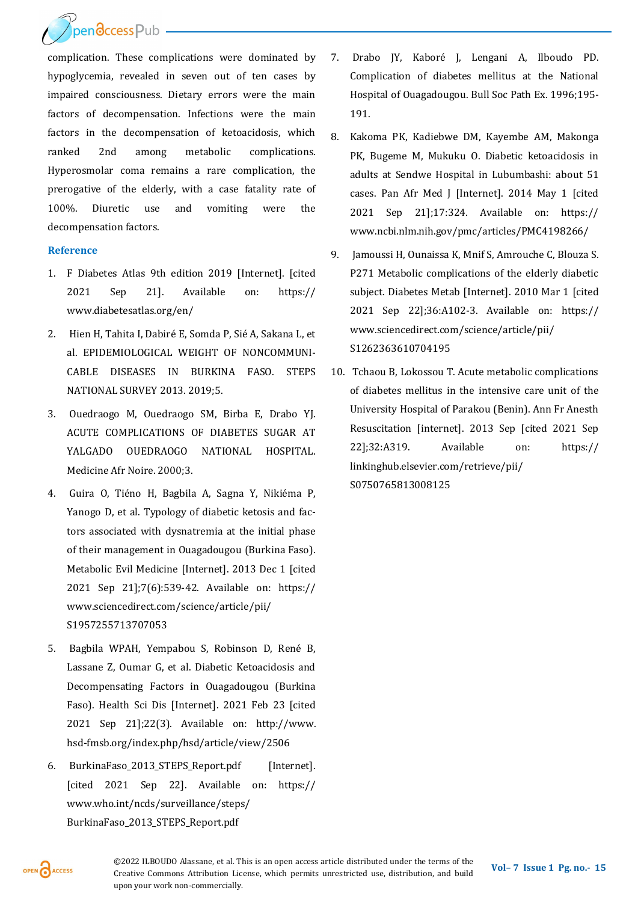complication. These complications were dominated by hypoglycemia, revealed in seven out of ten cases by impaired consciousness. Dietary errors were the main factors of decompensation. Infections were the main factors in the decompensation of ketoacidosis, which ranked 2nd among metabolic complications. Hyperosmolar coma remains a rare complication, the prerogative of the elderly, with a case fatality rate of 100%. Diuretic use and vomiting were the decompensation factors.

## Reference

1. F Diabetes Atlas 9th edition 2019 [Internet]. [cited 2021 Sep 21]. Available on: https://www.diabetesatlas.org/en/
2. Hien H, Tahita I, Dabiré E, Somda P, Sié A, Sakana L, et al. EPIDEMIOLOGICAL WEIGHT OF NONCOMMUNICABLE DISEASES IN BURKINA FASO. STEPS NATIONAL SURVEY 2013. 2019;5.
3. Ouedraogo M, Ouedraogo SM, Birba E, Drabo YJ. ACUTE COMPLICATIONS OF DIABETES SUGAR AT YALGADO OUEDRAOGO NATIONAL HOSPITAL. Medicine Afr Noire. 2000;3.
4. Guira O, Tiéno H, Bagbila A, Sagna Y, Nikiéma P, Yanogo D, et al. Typology of diabetic ketosis and factors associated with dysnatremia at the initial phase of their management in Ouagadougou (Burkina Faso). Metabolic Evil Medicine [Internet]. 2013 Dec 1 [cited 2021 Sep 21];7(6):539-42. Available on: https://www.sciencedirect.com/science/article/pii/S1957255713707053
5. Bagbila WPAH, Yempabou S, Robinson D, René B, Lassane Z, Oumar G, et al. Diabetic Ketoacidosis and Decompensating Factors in Ouagadougou (Burkina Faso). Health Sci Dis [Internet]. 2021 Feb 23 [cited 2021 Sep 21];22(3). Available on: http://www.hsd-fmsb.org/index.php/hsd/article/view/2506
6. BurkinaFaso_2013_STEPS_Report.pdf [Internet]. [cited 2021 Sep 22]. Available on: https://www.who.int/ncds/surveillance/steps/BurkinaFaso_2013_STEPS_Report.pdf
7. Drabo JY, Kaboré J, Lengani A, Ilboudo PD. Complication of diabetes mellitus at the National Hospital of Ouagadougou. Bull Soc Path Ex. 1996;195-191.
8. Kakoma PK, Kadiebwe DM, Kayembe AM, Makonga PK, Bugeme M, Mukuku O. Diabetic ketoacidosis in adults at Sendwe Hospital in Lubumbashi: about 51 cases. Pan Afr Med J [Internet]. 2014 May 1 [cited 2021 Sep 21];17:324. Available on: https://www.ncbi.nlm.nih.gov/pmc/articles/PMC4198266/
9. Jamoussi H, Ounaissa K, Mnif S, Amrouche C, Blouza S. P271 Metabolic complications of the elderly diabetic subject. Diabetes Metab [Internet]. 2010 Mar 1 [cited 2021 Sep 22];36:A102-3. Available on: https://www.sciencedirect.com/science/article/pii/S1262363610704195
10. Tchaou B, Lokossou T. Acute metabolic complications of diabetes mellitus in the intensive care unit of the University Hospital of Parakou (Benin). Ann Fr Anesth Resuscitation [internet]. 2013 Sep [cited 2021 Sep 22];32:A319. Available on: https://linkinghub.elsevier.com/retrieve/pii/S0750765813008125

©2022 ILBOUDO Alassane, et al. This is an open access article distributed under the terms of the Creative Commons Attribution License, which permits unrestricted use, distribution, and build upon your work non-commercially.